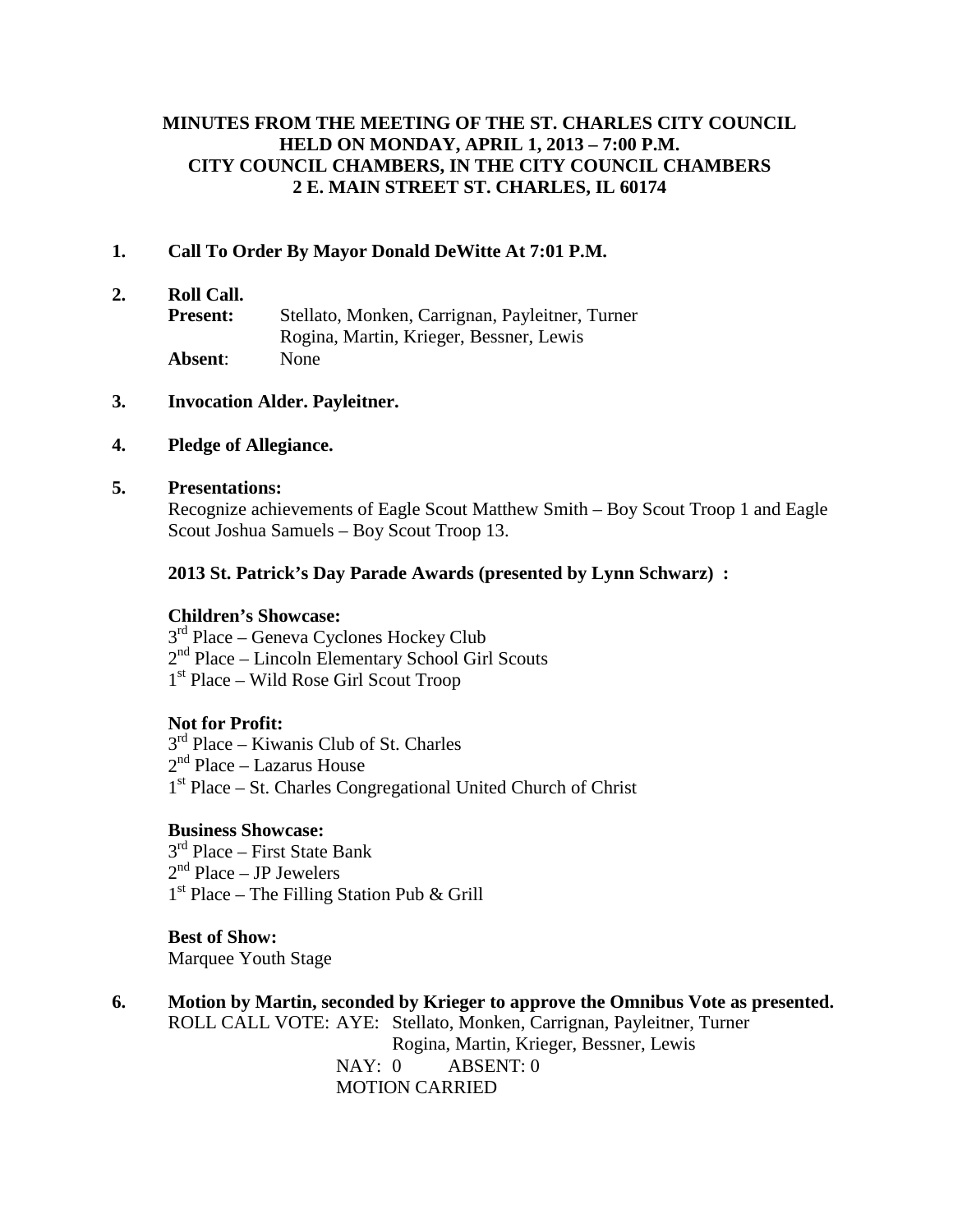**MINUTES FROM THE MEETING OF THE ST. CHARLES CITY COUNCIL HELD ON MONDAY, APRIL 1, 2013 – 7:00 P.M. CITY COUNCIL CHAMBERS, IN THE CITY COUNCIL CHAMBERS 2 E. MAIN STREET ST. CHARLES, IL 60174**

**1. Call To Order By Mayor Donald DeWitte At 7:01 P.M.**

**2. Roll Call.**

**Present:** Stellato, Monken, Carrignan, Payleitner, Turner Rogina, Martin, Krieger, Bessner, Lewis

**Absent**: None

**3. Invocation Alder. Payleitner.**

**4. Pledge of Allegiance.**

**5. Presentations:**

Recognize achievements of Eagle Scout Matthew Smith – Boy Scout Troop 1 and Eagle Scout Joshua Samuels – Boy Scout Troop 13.

**2013 St. Patrick's Day Parade Awards (presented by Lynn Schwarz) :**

**Children's Showcase:**

3rd Place – Geneva Cyclones Hockey Club
2nd Place – Lincoln Elementary School Girl Scouts
1st Place – Wild Rose Girl Scout Troop

**Not for Profit:**

3rd Place – Kiwanis Club of St. Charles
2nd Place – Lazarus House
1st Place – St. Charles Congregational United Church of Christ

**Business Showcase:**

3rd Place – First State Bank
2nd Place – JP Jewelers
1st Place – The Filling Station Pub & Grill

**Best of Show:**

Marquee Youth Stage

**6. Motion by Martin, seconded by Krieger to approve the Omnibus Vote as presented.**

ROLL CALL VOTE: AYE: Stellato, Monken, Carrignan, Payleitner, Turner Rogina, Martin, Krieger, Bessner, Lewis
NAY: 0 ABSENT: 0
MOTION CARRIED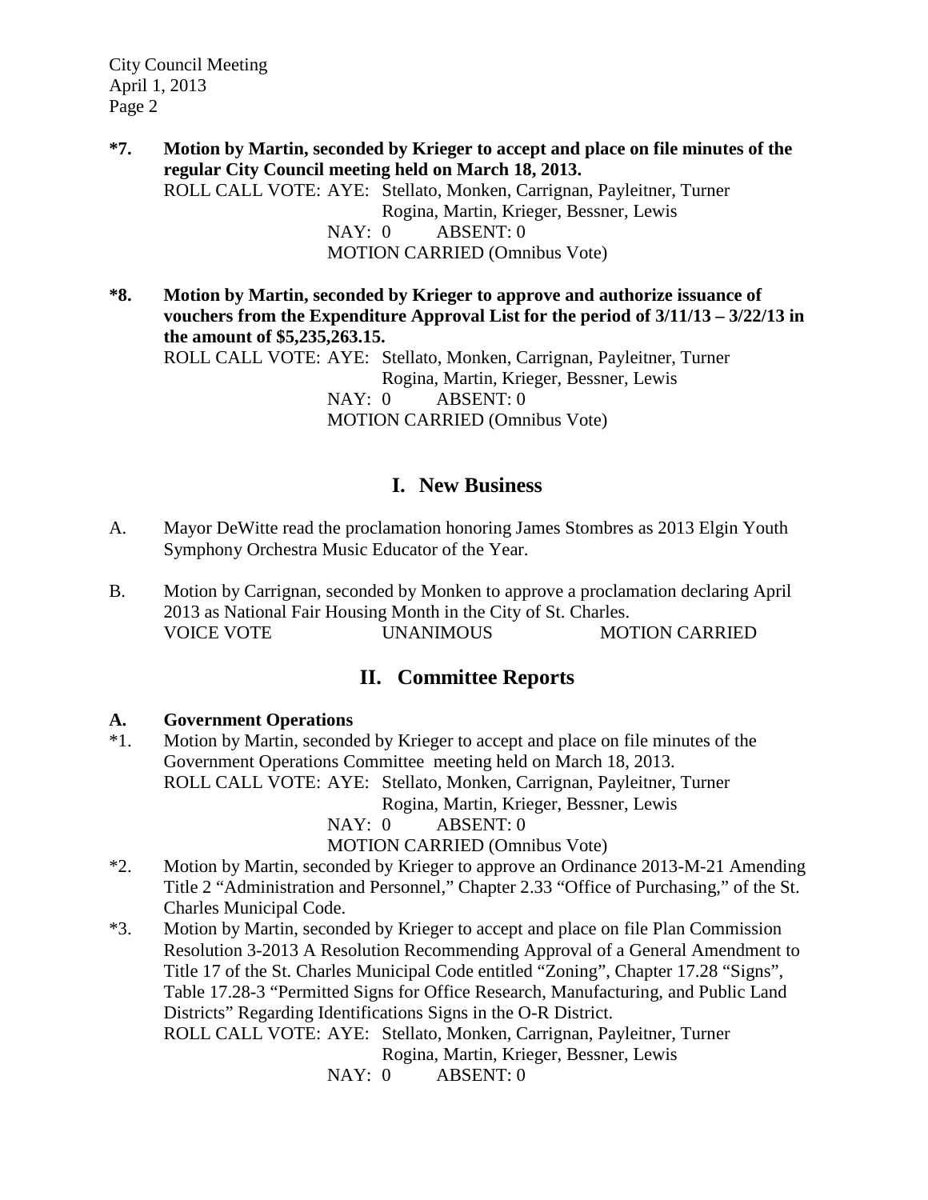**\*7. Motion by Martin, seconded by Krieger to accept and place on file minutes of the regular City Council meeting held on March 18, 2013.**

ROLL CALL VOTE: AYE: Stellato, Monken, Carrignan, Payleitner, Turner Rogina, Martin, Krieger, Bessner, Lewis
NAY: 0 ABSENT: 0
MOTION CARRIED (Omnibus Vote)

**\*8. Motion by Martin, seconded by Krieger to approve and authorize issuance of vouchers from the Expenditure Approval List for the period of 3/11/13 – 3/22/13 in the amount of $5,235,263.15.**

ROLL CALL VOTE: AYE: Stellato, Monken, Carrignan, Payleitner, Turner Rogina, Martin, Krieger, Bessner, Lewis
NAY: 0 ABSENT: 0
MOTION CARRIED (Omnibus Vote)

## I. New Business

A. Mayor DeWitte read the proclamation honoring James Stombres as 2013 Elgin Youth Symphony Orchestra Music Educator of the Year.

B. Motion by Carrignan, seconded by Monken to approve a proclamation declaring April 2013 as National Fair Housing Month in the City of St. Charles.
VOICE VOTE UNANIMOUS MOTION CARRIED

## II. Committee Reports

**A. Government Operations**

\*1. Motion by Martin, seconded by Krieger to accept and place on file minutes of the Government Operations Committee meeting held on March 18, 2013.
ROLL CALL VOTE: AYE: Stellato, Monken, Carrignan, Payleitner, Turner Rogina, Martin, Krieger, Bessner, Lewis
NAY: 0 ABSENT: 0
MOTION CARRIED (Omnibus Vote)

\*2. Motion by Martin, seconded by Krieger to approve an Ordinance 2013-M-21 Amending Title 2 "Administration and Personnel," Chapter 2.33 "Office of Purchasing," of the St. Charles Municipal Code.

\*3. Motion by Martin, seconded by Krieger to accept and place on file Plan Commission Resolution 3-2013 A Resolution Recommending Approval of a General Amendment to Title 17 of the St. Charles Municipal Code entitled "Zoning", Chapter 17.28 "Signs", Table 17.28-3 "Permitted Signs for Office Research, Manufacturing, and Public Land Districts" Regarding Identifications Signs in the O-R District.
ROLL CALL VOTE: AYE: Stellato, Monken, Carrignan, Payleitner, Turner Rogina, Martin, Krieger, Bessner, Lewis
NAY: 0 ABSENT: 0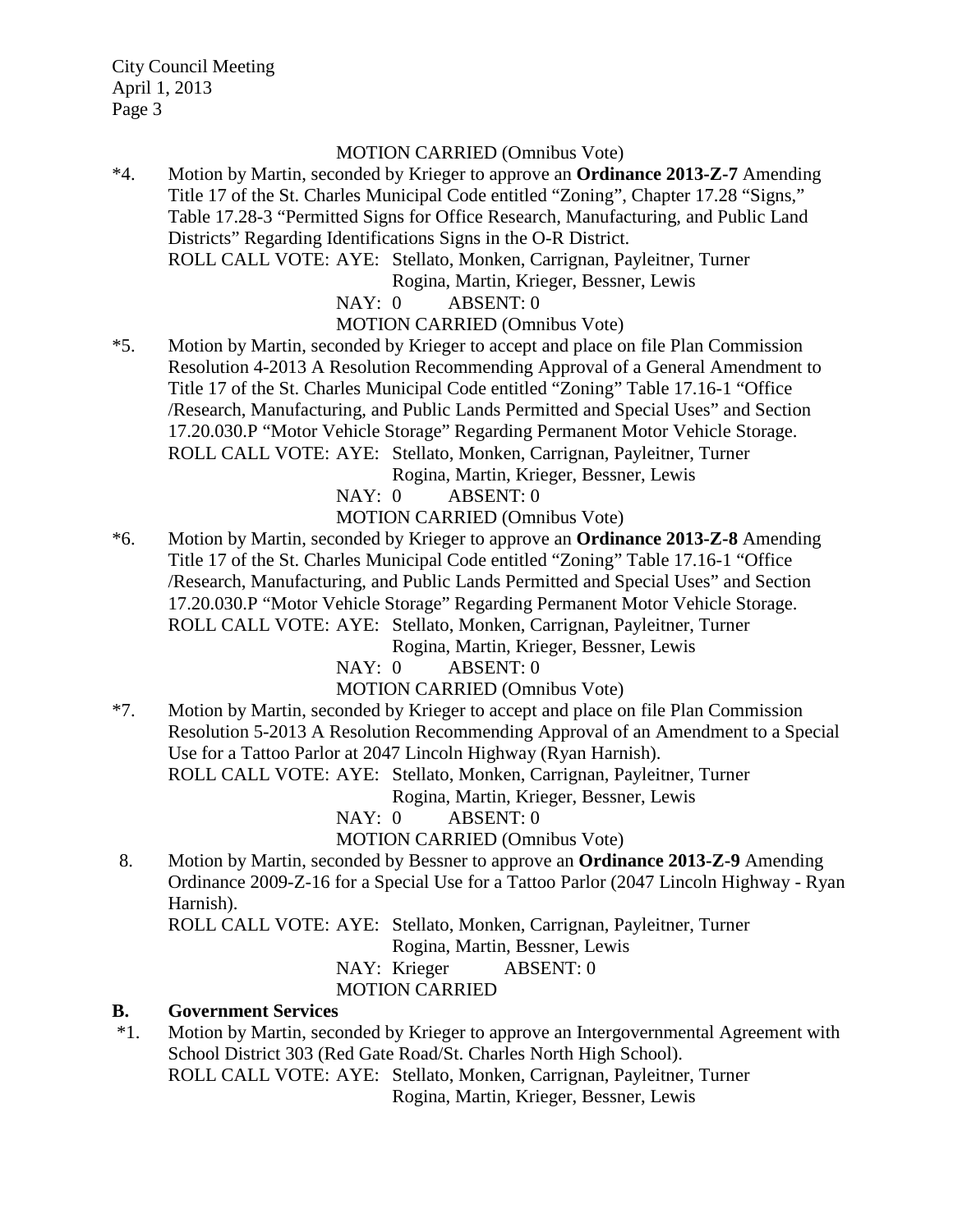MOTION CARRIED (Omnibus Vote)

*4. Motion by Martin, seconded by Krieger to approve an **Ordinance 2013-Z-7** Amending Title 17 of the St. Charles Municipal Code entitled "Zoning", Chapter 17.28 "Signs," Table 17.28-3 "Permitted Signs for Office Research, Manufacturing, and Public Land Districts" Regarding Identifications Signs in the O-R District.
ROLL CALL VOTE: AYE: Stellato, Monken, Carrignan, Payleitner, Turner
Rogina, Martin, Krieger, Bessner, Lewis
NAY: 0 ABSENT: 0
MOTION CARRIED (Omnibus Vote)

*5. Motion by Martin, seconded by Krieger to accept and place on file Plan Commission Resolution 4-2013 A Resolution Recommending Approval of a General Amendment to Title 17 of the St. Charles Municipal Code entitled "Zoning" Table 17.16-1 "Office /Research, Manufacturing, and Public Lands Permitted and Special Uses" and Section 17.20.030.P "Motor Vehicle Storage" Regarding Permanent Motor Vehicle Storage.
ROLL CALL VOTE: AYE: Stellato, Monken, Carrignan, Payleitner, Turner
Rogina, Martin, Krieger, Bessner, Lewis
NAY: 0 ABSENT: 0
MOTION CARRIED (Omnibus Vote)

*6. Motion by Martin, seconded by Krieger to approve an **Ordinance 2013-Z-8** Amending Title 17 of the St. Charles Municipal Code entitled "Zoning" Table 17.16-1 "Office /Research, Manufacturing, and Public Lands Permitted and Special Uses" and Section 17.20.030.P "Motor Vehicle Storage" Regarding Permanent Motor Vehicle Storage.
ROLL CALL VOTE: AYE: Stellato, Monken, Carrignan, Payleitner, Turner
Rogina, Martin, Krieger, Bessner, Lewis
NAY: 0 ABSENT: 0
MOTION CARRIED (Omnibus Vote)

*7. Motion by Martin, seconded by Krieger to accept and place on file Plan Commission Resolution 5-2013 A Resolution Recommending Approval of an Amendment to a Special Use for a Tattoo Parlor at 2047 Lincoln Highway (Ryan Harnish).
ROLL CALL VOTE: AYE: Stellato, Monken, Carrignan, Payleitner, Turner
Rogina, Martin, Krieger, Bessner, Lewis
NAY: 0 ABSENT: 0
MOTION CARRIED (Omnibus Vote)

8. Motion by Martin, seconded by Bessner to approve an **Ordinance 2013-Z-9** Amending Ordinance 2009-Z-16 for a Special Use for a Tattoo Parlor (2047 Lincoln Highway - Ryan Harnish).
ROLL CALL VOTE: AYE: Stellato, Monken, Carrignan, Payleitner, Turner
Rogina, Martin, Bessner, Lewis
NAY: Krieger ABSENT: 0
MOTION CARRIED

## B. Government Services

*1. Motion by Martin, seconded by Krieger to approve an Intergovernmental Agreement with School District 303 (Red Gate Road/St. Charles North High School).
ROLL CALL VOTE: AYE: Stellato, Monken, Carrignan, Payleitner, Turner
Rogina, Martin, Krieger, Bessner, Lewis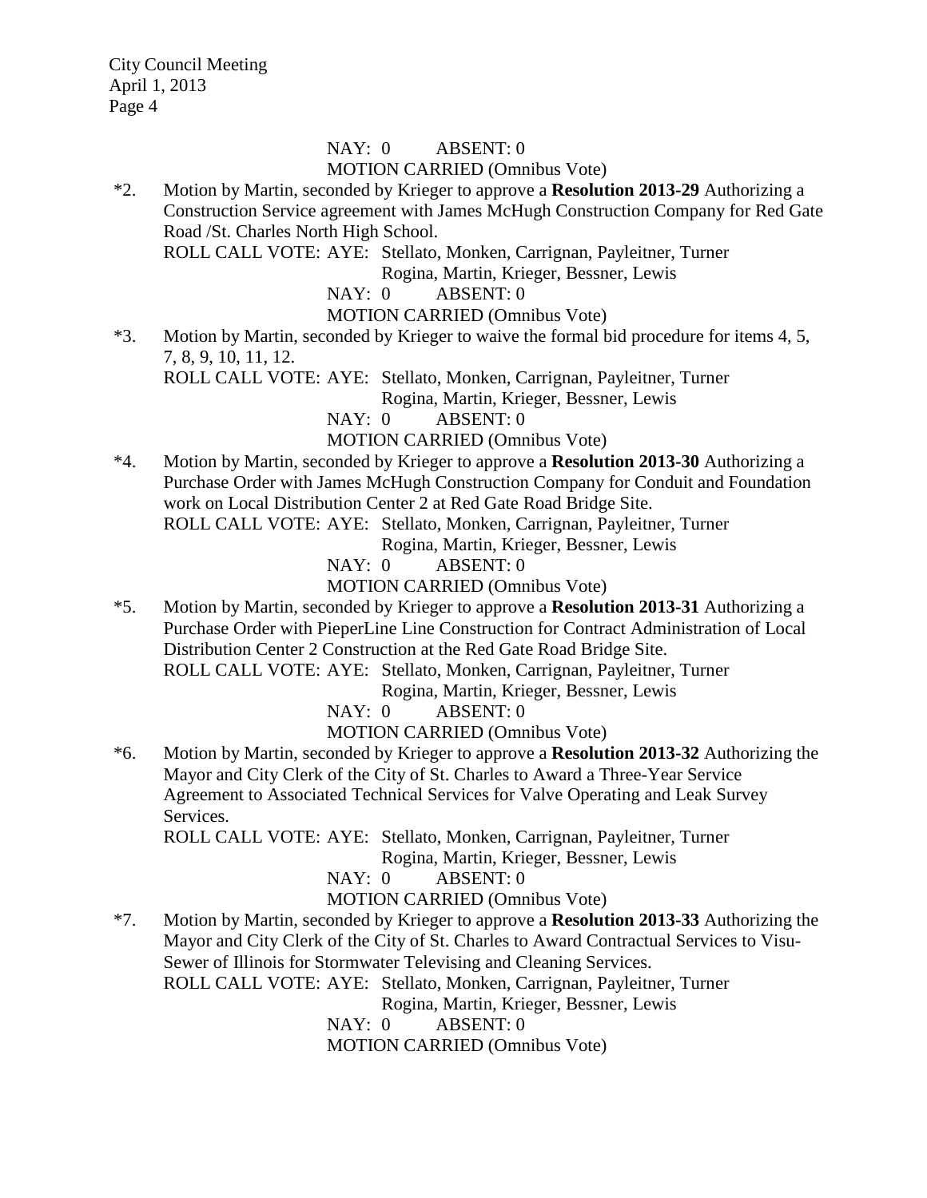NAY: 0 ABSENT: 0

MOTION CARRIED (Omnibus Vote)

*2. Motion by Martin, seconded by Krieger to approve a **Resolution 2013-29** Authorizing a Construction Service agreement with James McHugh Construction Company for Red Gate Road /St. Charles North High School.

ROLL CALL VOTE: AYE: Stellato, Monken, Carrignan, Payleitner, Turner Rogina, Martin, Krieger, Bessner, Lewis

NAY: 0 ABSENT: 0

MOTION CARRIED (Omnibus Vote)

*3. Motion by Martin, seconded by Krieger to waive the formal bid procedure for items 4, 5, 7, 8, 9, 10, 11, 12.

ROLL CALL VOTE: AYE: Stellato, Monken, Carrignan, Payleitner, Turner Rogina, Martin, Krieger, Bessner, Lewis

NAY: 0 ABSENT: 0

MOTION CARRIED (Omnibus Vote)

*4. Motion by Martin, seconded by Krieger to approve a **Resolution 2013-30** Authorizing a Purchase Order with James McHugh Construction Company for Conduit and Foundation work on Local Distribution Center 2 at Red Gate Road Bridge Site.

ROLL CALL VOTE: AYE: Stellato, Monken, Carrignan, Payleitner, Turner Rogina, Martin, Krieger, Bessner, Lewis

NAY: 0 ABSENT: 0

MOTION CARRIED (Omnibus Vote)

*5. Motion by Martin, seconded by Krieger to approve a **Resolution 2013-31** Authorizing a Purchase Order with PieperLine Line Construction for Contract Administration of Local Distribution Center 2 Construction at the Red Gate Road Bridge Site.

ROLL CALL VOTE: AYE: Stellato, Monken, Carrignan, Payleitner, Turner Rogina, Martin, Krieger, Bessner, Lewis

NAY: 0 ABSENT: 0

MOTION CARRIED (Omnibus Vote)

*6. Motion by Martin, seconded by Krieger to approve a **Resolution 2013-32** Authorizing the Mayor and City Clerk of the City of St. Charles to Award a Three-Year Service Agreement to Associated Technical Services for Valve Operating and Leak Survey Services.

ROLL CALL VOTE: AYE: Stellato, Monken, Carrignan, Payleitner, Turner Rogina, Martin, Krieger, Bessner, Lewis

NAY: 0 ABSENT: 0

MOTION CARRIED (Omnibus Vote)

*7. Motion by Martin, seconded by Krieger to approve a **Resolution 2013-33** Authorizing the Mayor and City Clerk of the City of St. Charles to Award Contractual Services to Visu-Sewer of Illinois for Stormwater Televising and Cleaning Services.

ROLL CALL VOTE: AYE: Stellato, Monken, Carrignan, Payleitner, Turner Rogina, Martin, Krieger, Bessner, Lewis

NAY: 0 ABSENT: 0

MOTION CARRIED (Omnibus Vote)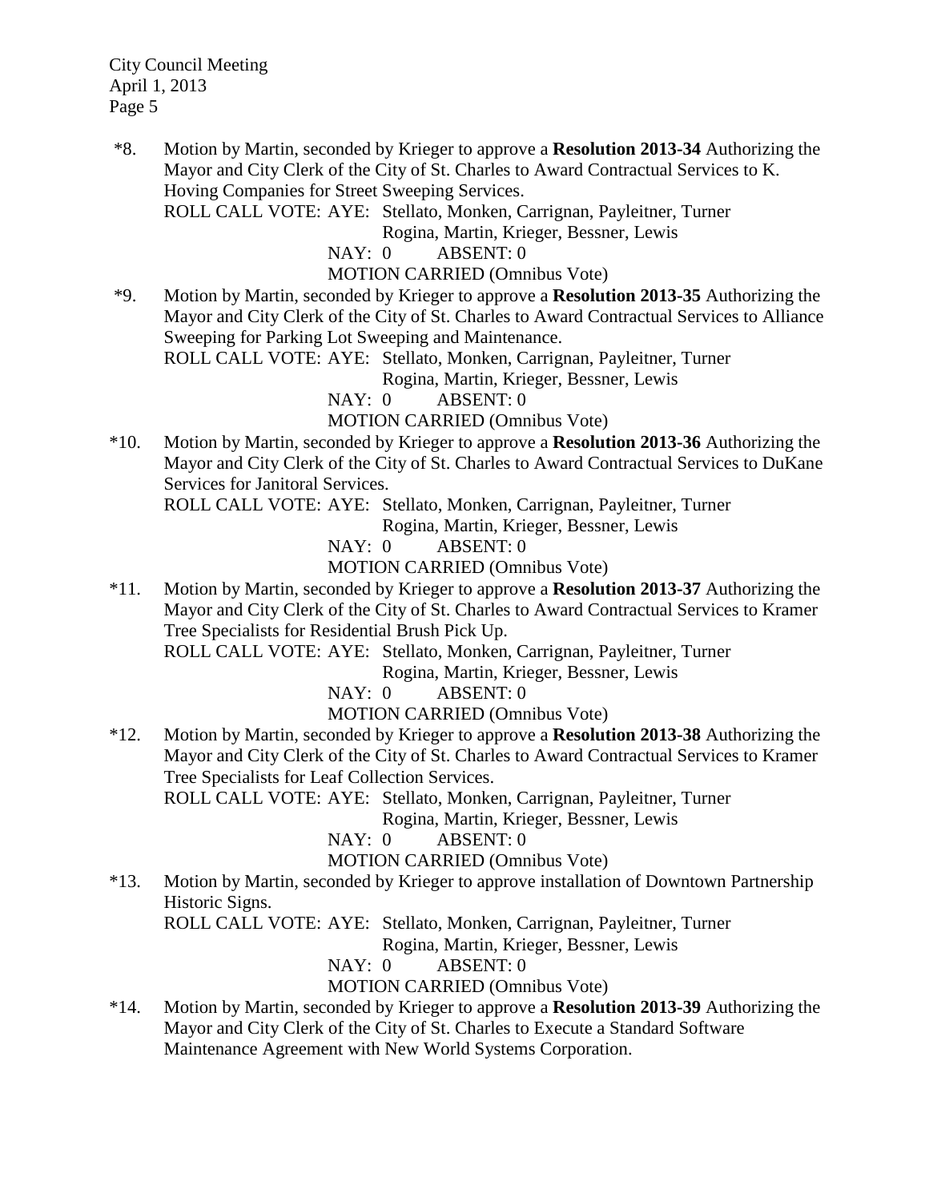*8. Motion by Martin, seconded by Krieger to approve a **Resolution 2013-34** Authorizing the Mayor and City Clerk of the City of St. Charles to Award Contractual Services to K. Hoving Companies for Street Sweeping Services.

ROLL CALL VOTE: AYE: Stellato, Monken, Carrignan, Payleitner, Turner Rogina, Martin, Krieger, Bessner, Lewis
NAY: 0 ABSENT: 0
MOTION CARRIED (Omnibus Vote)

*9. Motion by Martin, seconded by Krieger to approve a **Resolution 2013-35** Authorizing the Mayor and City Clerk of the City of St. Charles to Award Contractual Services to Alliance Sweeping for Parking Lot Sweeping and Maintenance.

ROLL CALL VOTE: AYE: Stellato, Monken, Carrignan, Payleitner, Turner Rogina, Martin, Krieger, Bessner, Lewis
NAY: 0 ABSENT: 0
MOTION CARRIED (Omnibus Vote)

*10. Motion by Martin, seconded by Krieger to approve a **Resolution 2013-36** Authorizing the Mayor and City Clerk of the City of St. Charles to Award Contractual Services to DuKane Services for Janitoral Services.

ROLL CALL VOTE: AYE: Stellato, Monken, Carrignan, Payleitner, Turner Rogina, Martin, Krieger, Bessner, Lewis
NAY: 0 ABSENT: 0
MOTION CARRIED (Omnibus Vote)

*11. Motion by Martin, seconded by Krieger to approve a **Resolution 2013-37** Authorizing the Mayor and City Clerk of the City of St. Charles to Award Contractual Services to Kramer Tree Specialists for Residential Brush Pick Up.

ROLL CALL VOTE: AYE: Stellato, Monken, Carrignan, Payleitner, Turner Rogina, Martin, Krieger, Bessner, Lewis
NAY: 0 ABSENT: 0
MOTION CARRIED (Omnibus Vote)

*12. Motion by Martin, seconded by Krieger to approve a **Resolution 2013-38** Authorizing the Mayor and City Clerk of the City of St. Charles to Award Contractual Services to Kramer Tree Specialists for Leaf Collection Services.

ROLL CALL VOTE: AYE: Stellato, Monken, Carrignan, Payleitner, Turner Rogina, Martin, Krieger, Bessner, Lewis
NAY: 0 ABSENT: 0
MOTION CARRIED (Omnibus Vote)

*13. Motion by Martin, seconded by Krieger to approve installation of Downtown Partnership Historic Signs.

ROLL CALL VOTE: AYE: Stellato, Monken, Carrignan, Payleitner, Turner Rogina, Martin, Krieger, Bessner, Lewis
NAY: 0 ABSENT: 0
MOTION CARRIED (Omnibus Vote)

*14. Motion by Martin, seconded by Krieger to approve a **Resolution 2013-39** Authorizing the Mayor and City Clerk of the City of St. Charles to Execute a Standard Software Maintenance Agreement with New World Systems Corporation.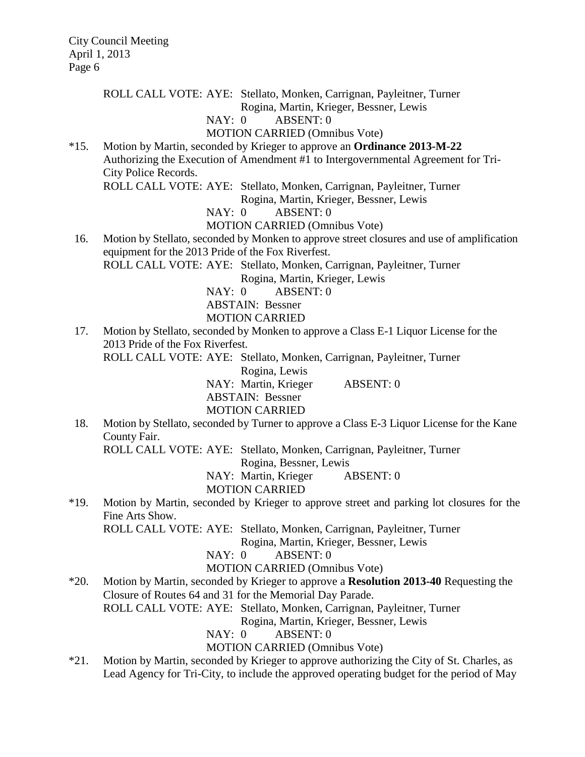ROLL CALL VOTE: AYE: Stellato, Monken, Carrignan, Payleitner, Turner
Rogina, Martin, Krieger, Bessner, Lewis
NAY: 0 ABSENT: 0
MOTION CARRIED (Omnibus Vote)

*15. Motion by Martin, seconded by Krieger to approve an **Ordinance 2013-M-22** Authorizing the Execution of Amendment #1 to Intergovernmental Agreement for Tri-City Police Records.
ROLL CALL VOTE: AYE: Stellato, Monken, Carrignan, Payleitner, Turner
Rogina, Martin, Krieger, Bessner, Lewis
NAY: 0 ABSENT: 0
MOTION CARRIED (Omnibus Vote)

16. Motion by Stellato, seconded by Monken to approve street closures and use of amplification equipment for the 2013 Pride of the Fox Riverfest.
ROLL CALL VOTE: AYE: Stellato, Monken, Carrignan, Payleitner, Turner
Rogina, Martin, Krieger, Lewis
NAY: 0 ABSENT: 0
ABSTAIN: Bessner
MOTION CARRIED

17. Motion by Stellato, seconded by Monken to approve a Class E-1 Liquor License for the 2013 Pride of the Fox Riverfest.
ROLL CALL VOTE: AYE: Stellato, Monken, Carrignan, Payleitner, Turner
Rogina, Lewis
NAY: Martin, Krieger ABSENT: 0
ABSTAIN: Bessner
MOTION CARRIED

18. Motion by Stellato, seconded by Turner to approve a Class E-3 Liquor License for the Kane County Fair.
ROLL CALL VOTE: AYE: Stellato, Monken, Carrignan, Payleitner, Turner
Rogina, Bessner, Lewis
NAY: Martin, Krieger ABSENT: 0
MOTION CARRIED

*19. Motion by Martin, seconded by Krieger to approve street and parking lot closures for the Fine Arts Show.
ROLL CALL VOTE: AYE: Stellato, Monken, Carrignan, Payleitner, Turner
Rogina, Martin, Krieger, Bessner, Lewis
NAY: 0 ABSENT: 0
MOTION CARRIED (Omnibus Vote)

*20. Motion by Martin, seconded by Krieger to approve a **Resolution 2013-40** Requesting the Closure of Routes 64 and 31 for the Memorial Day Parade.
ROLL CALL VOTE: AYE: Stellato, Monken, Carrignan, Payleitner, Turner
Rogina, Martin, Krieger, Bessner, Lewis
NAY: 0 ABSENT: 0
MOTION CARRIED (Omnibus Vote)

*21. Motion by Martin, seconded by Krieger to approve authorizing the City of St. Charles, as Lead Agency for Tri-City, to include the approved operating budget for the period of May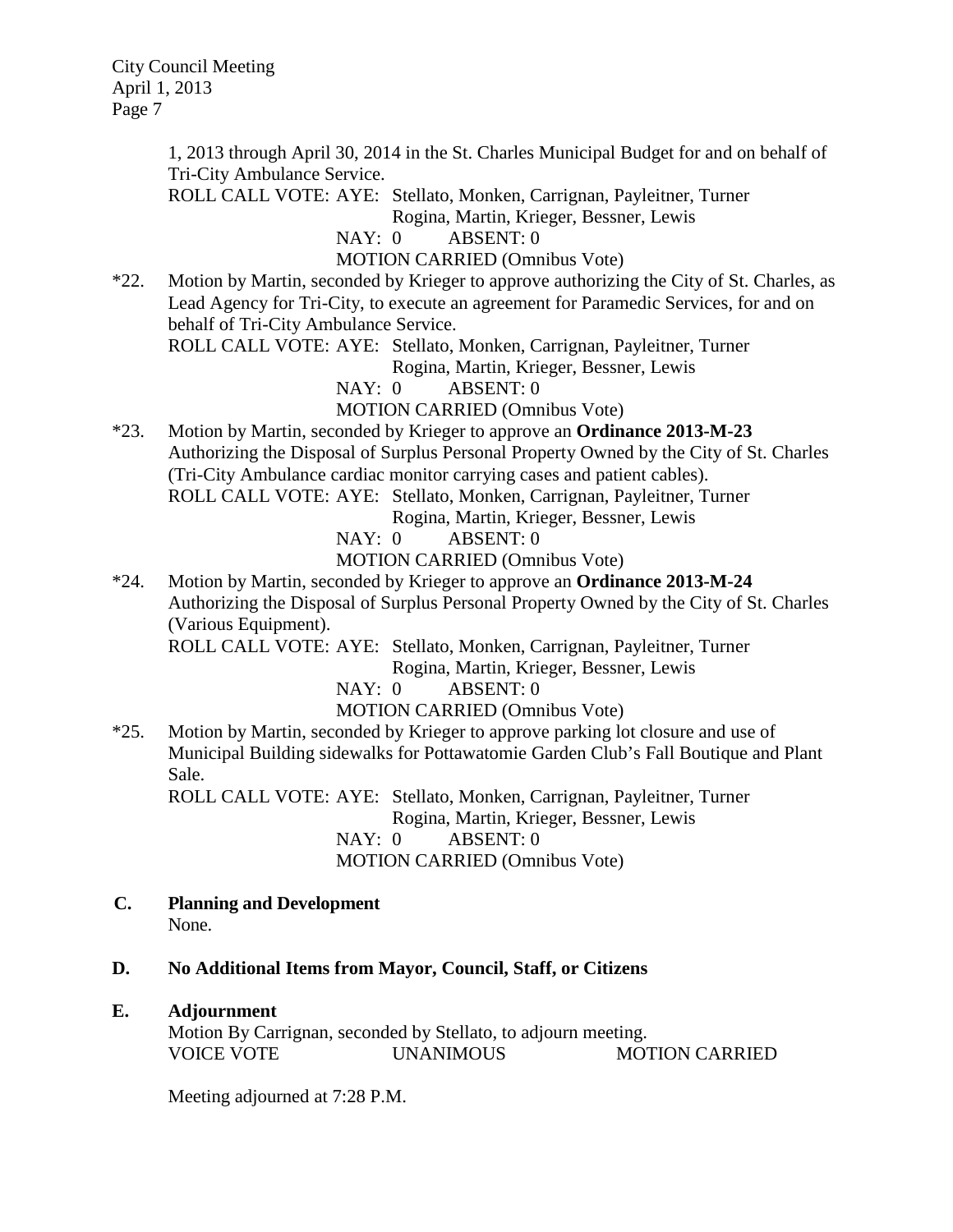1, 2013 through April 30, 2014 in the St. Charles Municipal Budget for and on behalf of Tri-City Ambulance Service.

ROLL CALL VOTE: AYE: Stellato, Monken, Carrignan, Payleitner, Turner Rogina, Martin, Krieger, Bessner, Lewis
NAY: 0 ABSENT: 0
MOTION CARRIED (Omnibus Vote)

*22. Motion by Martin, seconded by Krieger to approve authorizing the City of St. Charles, as Lead Agency for Tri-City, to execute an agreement for Paramedic Services, for and on behalf of Tri-City Ambulance Service.

ROLL CALL VOTE: AYE: Stellato, Monken, Carrignan, Payleitner, Turner Rogina, Martin, Krieger, Bessner, Lewis
NAY: 0 ABSENT: 0
MOTION CARRIED (Omnibus Vote)

*23. Motion by Martin, seconded by Krieger to approve an **Ordinance 2013-M-23** Authorizing the Disposal of Surplus Personal Property Owned by the City of St. Charles (Tri-City Ambulance cardiac monitor carrying cases and patient cables).

ROLL CALL VOTE: AYE: Stellato, Monken, Carrignan, Payleitner, Turner Rogina, Martin, Krieger, Bessner, Lewis
NAY: 0 ABSENT: 0
MOTION CARRIED (Omnibus Vote)

*24. Motion by Martin, seconded by Krieger to approve an **Ordinance 2013-M-24** Authorizing the Disposal of Surplus Personal Property Owned by the City of St. Charles (Various Equipment).

ROLL CALL VOTE: AYE: Stellato, Monken, Carrignan, Payleitner, Turner Rogina, Martin, Krieger, Bessner, Lewis
NAY: 0 ABSENT: 0
MOTION CARRIED (Omnibus Vote)

*25. Motion by Martin, seconded by Krieger to approve parking lot closure and use of Municipal Building sidewalks for Pottawatomie Garden Club's Fall Boutique and Plant Sale.

ROLL CALL VOTE: AYE: Stellato, Monken, Carrignan, Payleitner, Turner Rogina, Martin, Krieger, Bessner, Lewis
NAY: 0 ABSENT: 0
MOTION CARRIED (Omnibus Vote)

**C. Planning and Development**

None.

**D. No Additional Items from Mayor, Council, Staff, or Citizens**

**E. Adjournment**

Motion By Carrignan, seconded by Stellato, to adjourn meeting.

VOICE VOTE UNANIMOUS MOTION CARRIED

Meeting adjourned at 7:28 P.M.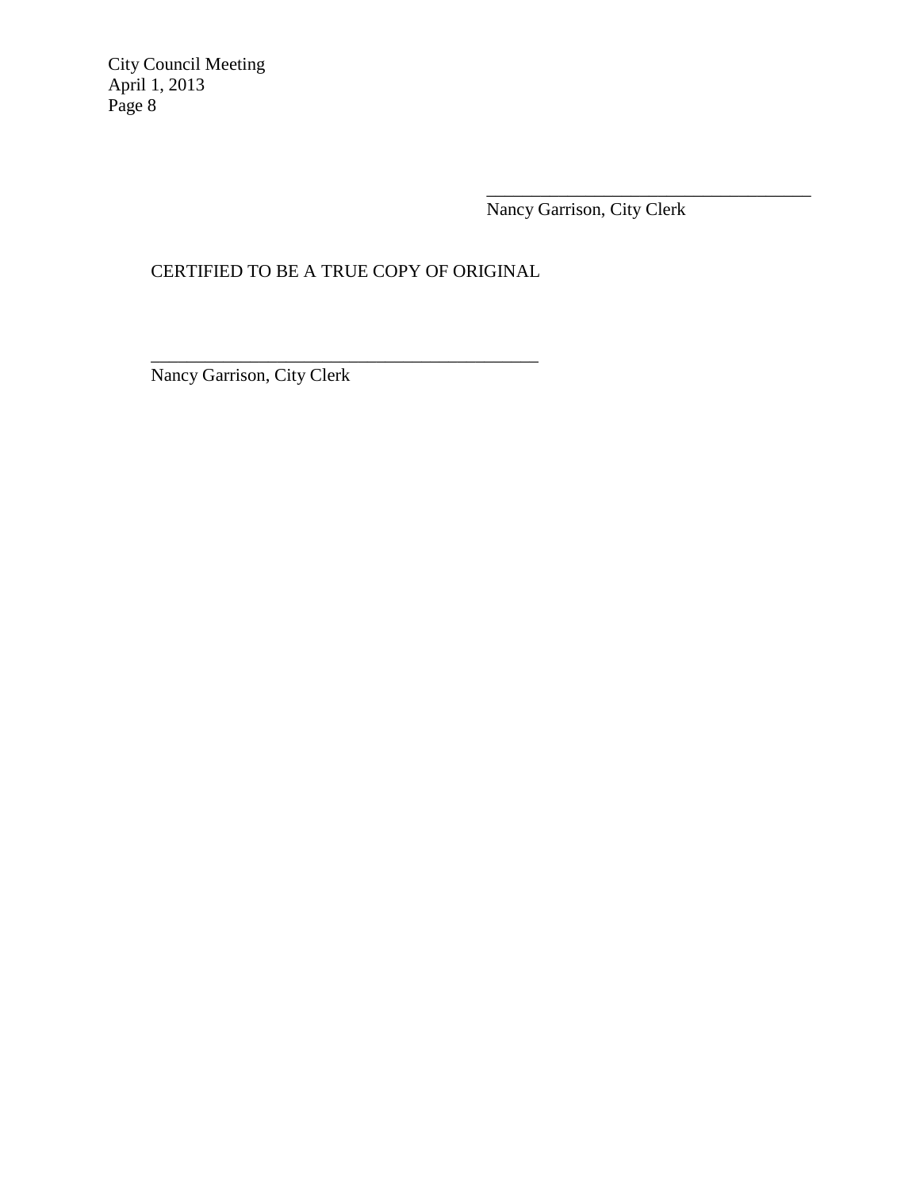\_\_\_\_\_\_\_\_\_\_\_\_\_\_\_\_\_\_\_\_\_\_\_\_\_\_\_\_\_\_\_\_\_\_\_\_\_\_
Nancy Garrison, City Clerk

CERTIFIED TO BE A TRUE COPY OF ORIGINAL

\_\_\_\_\_\_\_\_\_\_\_\_\_\_\_\_\_\_\_\_\_\_\_\_\_\_\_\_\_\_\_\_\_\_\_\_\_\_\_\_\_\_\_\_
Nancy Garrison, City Clerk